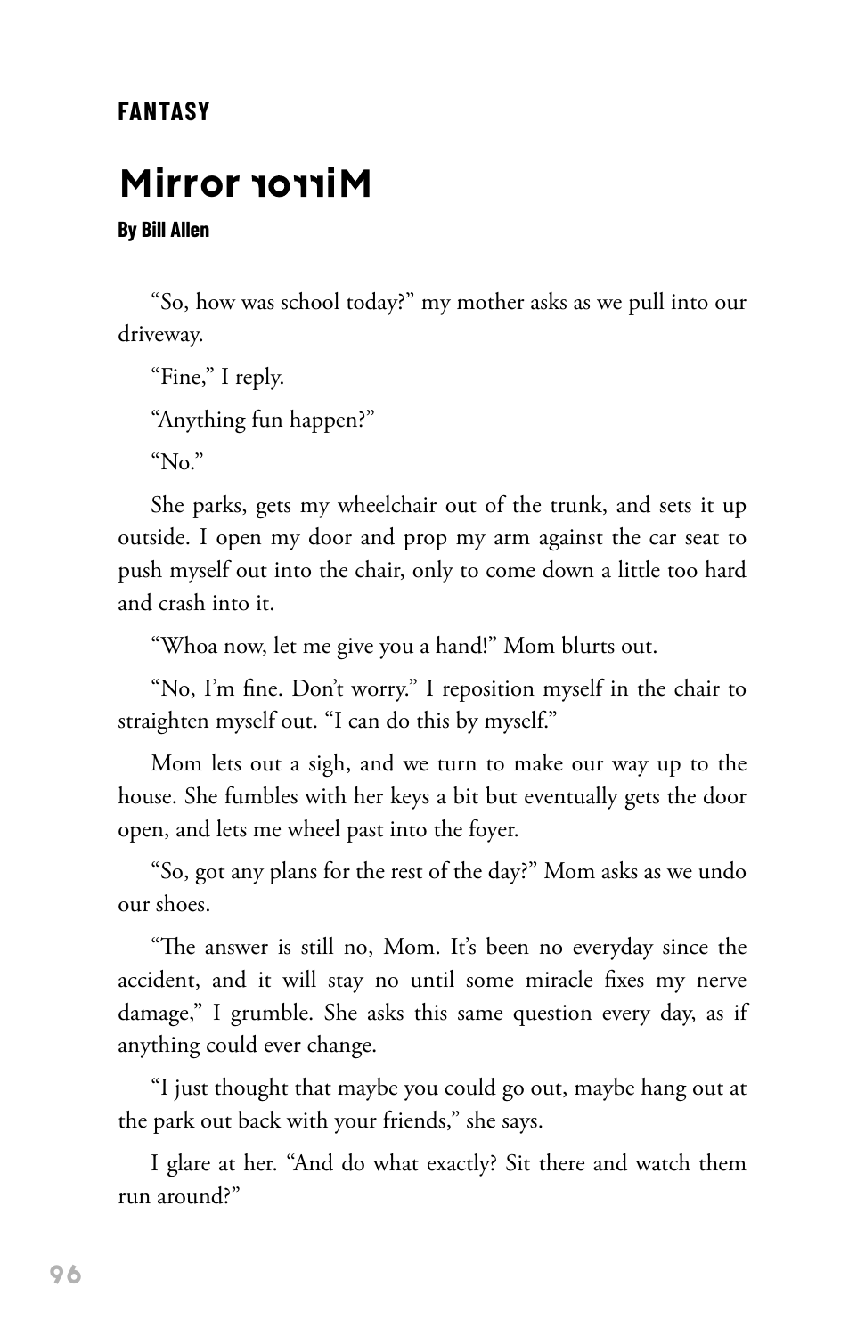**FANTASY**

# Mirror ɿoɿɿiM

**By Bill Allen**

"So, how was school today?" my mother asks as we pull into our driveway.

"Fine," I reply.

"Anything fun happen?"

"No."

She parks, gets my wheelchair out of the trunk, and sets it up outside. I open my door and prop my arm against the car seat to push myself out into the chair, only to come down a little too hard and crash into it.

"Whoa now, let me give you a hand!" Mom blurts out.

"No, I'm fine. Don't worry." I reposition myself in the chair to straighten myself out. "I can do this by myself."

Mom lets out a sigh, and we turn to make our way up to the house. She fumbles with her keys a bit but eventually gets the door open, and lets me wheel past into the foyer.

"So, got any plans for the rest of the day?" Mom asks as we undo our shoes.

"The answer is still no, Mom. It's been no everyday since the accident, and it will stay no until some miracle fixes my nerve damage," I grumble. She asks this same question every day, as if anything could ever change.

"I just thought that maybe you could go out, maybe hang out at the park out back with your friends," she says.

I glare at her. "And do what exactly? Sit there and watch them run around?"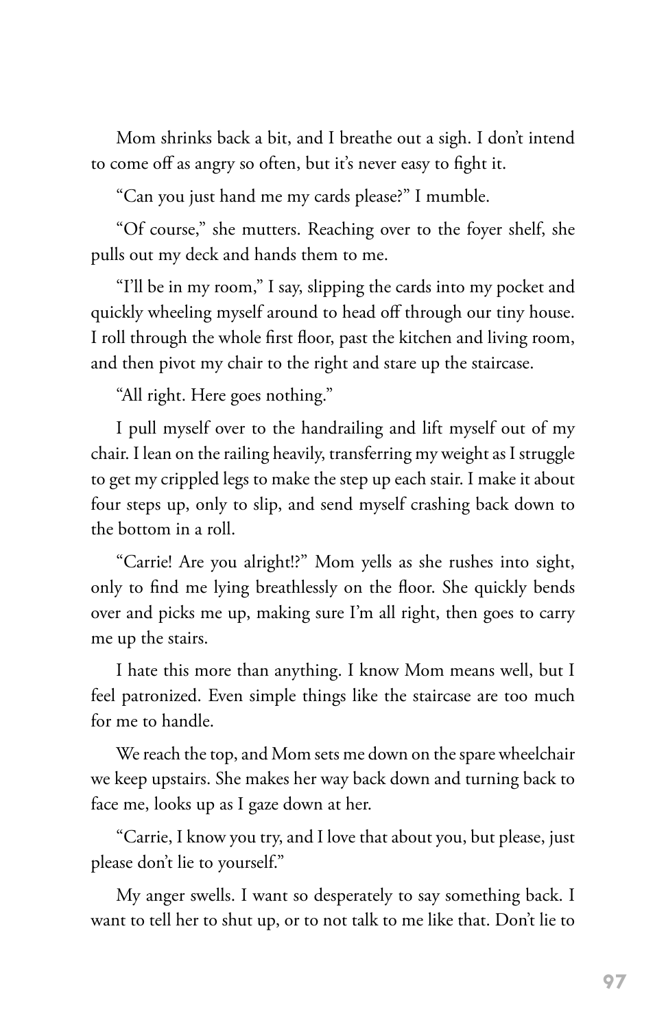Mom shrinks back a bit, and I breathe out a sigh. I don't intend to come off as angry so often, but it's never easy to fight it.

"Can you just hand me my cards please?" I mumble.

"Of course," she mutters. Reaching over to the foyer shelf, she pulls out my deck and hands them to me.

"I'll be in my room," I say, slipping the cards into my pocket and quickly wheeling myself around to head off through our tiny house. I roll through the whole first floor, past the kitchen and living room, and then pivot my chair to the right and stare up the staircase.

"All right. Here goes nothing."

I pull myself over to the handrailing and lift myself out of my chair. I lean on the railing heavily, transferring my weight as I struggle to get my crippled legs to make the step up each stair. I make it about four steps up, only to slip, and send myself crashing back down to the bottom in a roll.

"Carrie! Are you alright!?" Mom yells as she rushes into sight, only to find me lying breathlessly on the floor. She quickly bends over and picks me up, making sure I'm all right, then goes to carry me up the stairs.

I hate this more than anything. I know Mom means well, but I feel patronized. Even simple things like the staircase are too much for me to handle.

We reach the top, and Mom sets me down on the spare wheelchair we keep upstairs. She makes her way back down and turning back to face me, looks up as I gaze down at her.

"Carrie, I know you try, and I love that about you, but please, just please don't lie to yourself."

My anger swells. I want so desperately to say something back. I want to tell her to shut up, or to not talk to me like that. Don't lie to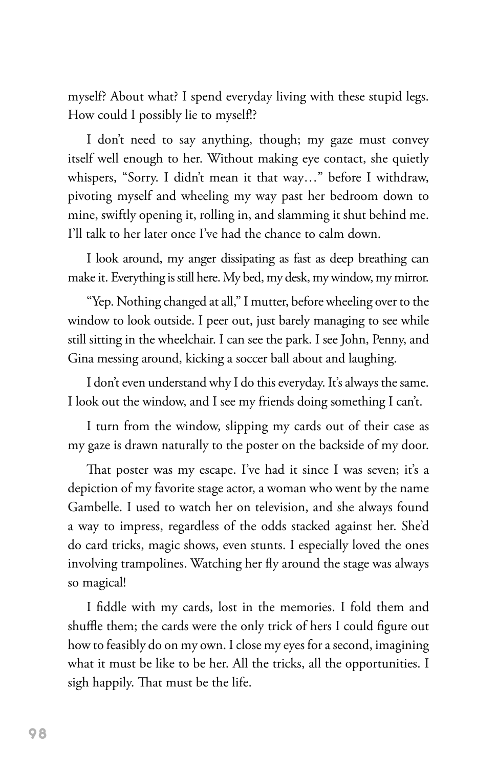myself? About what? I spend everyday living with these stupid legs. How could I possibly lie to myself!?

I don't need to say anything, though; my gaze must convey itself well enough to her. Without making eye contact, she quietly whispers, "Sorry. I didn't mean it that way…" before I withdraw, pivoting myself and wheeling my way past her bedroom down to mine, swiftly opening it, rolling in, and slamming it shut behind me. I'll talk to her later once I've had the chance to calm down.

I look around, my anger dissipating as fast as deep breathing can make it. Everything is still here. My bed, my desk, my window, my mirror.

"Yep. Nothing changed at all," I mutter, before wheeling over to the window to look outside. I peer out, just barely managing to see while still sitting in the wheelchair. I can see the park. I see John, Penny, and Gina messing around, kicking a soccer ball about and laughing.

I don't even understand why I do this everyday. It's always the same. I look out the window, and I see my friends doing something I can't.

I turn from the window, slipping my cards out of their case as my gaze is drawn naturally to the poster on the backside of my door.

That poster was my escape. I've had it since I was seven; it's a depiction of my favorite stage actor, a woman who went by the name Gambelle. I used to watch her on television, and she always found a way to impress, regardless of the odds stacked against her. She'd do card tricks, magic shows, even stunts. I especially loved the ones involving trampolines. Watching her fly around the stage was always so magical!

I fiddle with my cards, lost in the memories. I fold them and shuffle them; the cards were the only trick of hers I could figure out how to feasibly do on my own. I close my eyes for a second, imagining what it must be like to be her. All the tricks, all the opportunities. I sigh happily. That must be the life.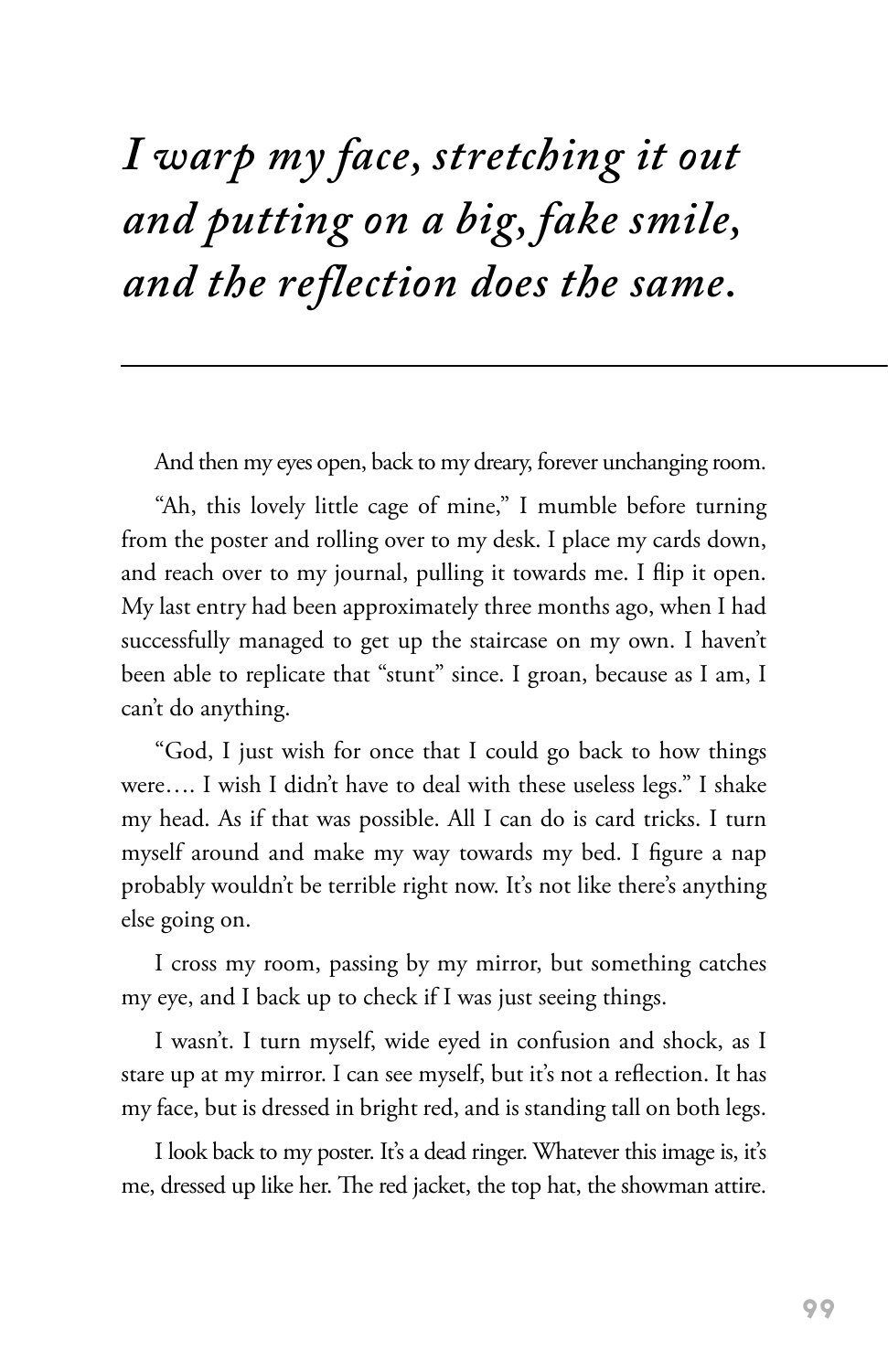*I warp my face, stretching it out and putting on a big, fake smile, and the reflection does the same.*

---

And then my eyes open, back to my dreary, forever unchanging room.

"Ah, this lovely little cage of mine," I mumble before turning from the poster and rolling over to my desk. I place my cards down, and reach over to my journal, pulling it towards me. I flip it open. My last entry had been approximately three months ago, when I had successfully managed to get up the staircase on my own. I haven't been able to replicate that "stunt" since. I groan, because as I am, I can't do anything.

"God, I just wish for once that I could go back to how things were…. I wish I didn't have to deal with these useless legs." I shake my head. As if that was possible. All I can do is card tricks. I turn myself around and make my way towards my bed. I figure a nap probably wouldn't be terrible right now. It's not like there's anything else going on.

I cross my room, passing by my mirror, but something catches my eye, and I back up to check if I was just seeing things.

I wasn't. I turn myself, wide eyed in confusion and shock, as I stare up at my mirror. I can see myself, but it's not a reflection. It has my face, but is dressed in bright red, and is standing tall on both legs.

I look back to my poster. It's a dead ringer. Whatever this image is, it's me, dressed up like her. The red jacket, the top hat, the showman attire.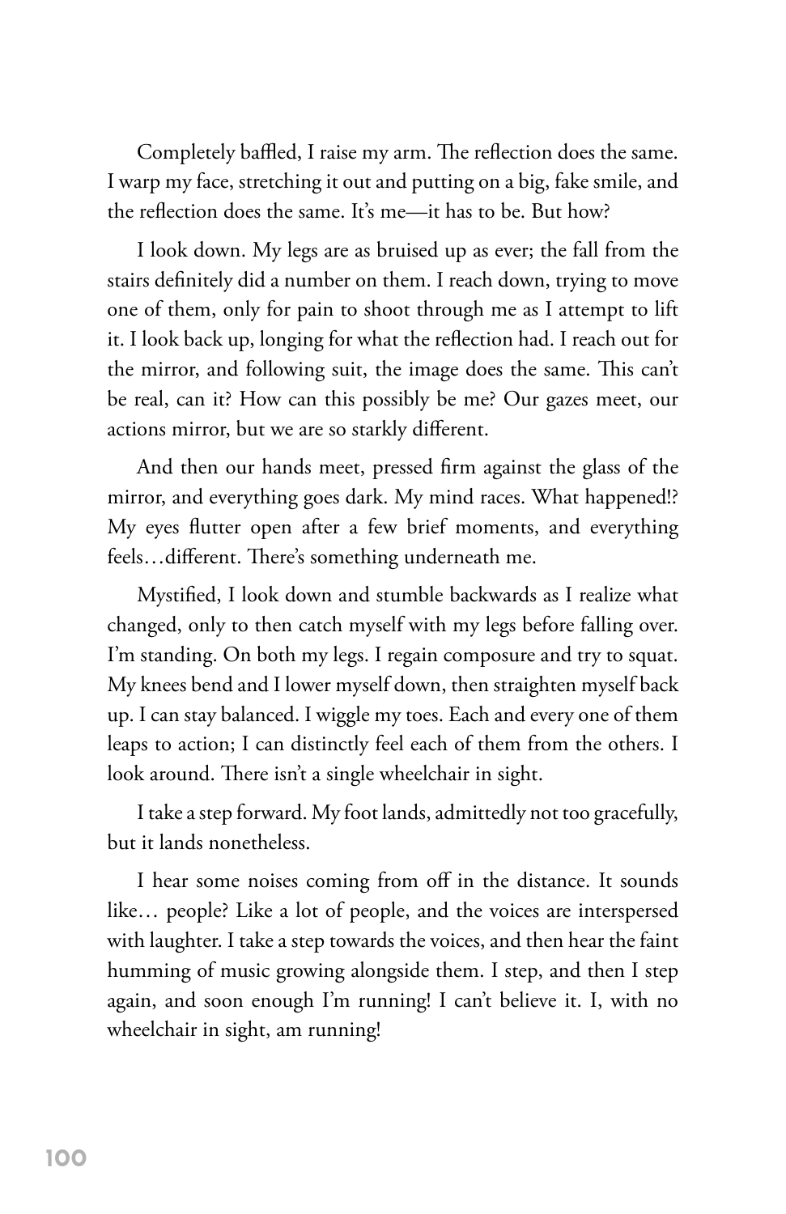Completely baffled, I raise my arm. The reflection does the same. I warp my face, stretching it out and putting on a big, fake smile, and the reflection does the same. It's me—it has to be. But how?

I look down. My legs are as bruised up as ever; the fall from the stairs definitely did a number on them. I reach down, trying to move one of them, only for pain to shoot through me as I attempt to lift it. I look back up, longing for what the reflection had. I reach out for the mirror, and following suit, the image does the same. This can't be real, can it? How can this possibly be me? Our gazes meet, our actions mirror, but we are so starkly different.

And then our hands meet, pressed firm against the glass of the mirror, and everything goes dark. My mind races. What happened!? My eyes flutter open after a few brief moments, and everything feels…different. There's something underneath me.

Mystified, I look down and stumble backwards as I realize what changed, only to then catch myself with my legs before falling over. I'm standing. On both my legs. I regain composure and try to squat. My knees bend and I lower myself down, then straighten myself back up. I can stay balanced. I wiggle my toes. Each and every one of them leaps to action; I can distinctly feel each of them from the others. I look around. There isn't a single wheelchair in sight.

I take a step forward. My foot lands, admittedly not too gracefully, but it lands nonetheless.

I hear some noises coming from off in the distance. It sounds like… people? Like a lot of people, and the voices are interspersed with laughter. I take a step towards the voices, and then hear the faint humming of music growing alongside them. I step, and then I step again, and soon enough I'm running! I can't believe it. I, with no wheelchair in sight, am running!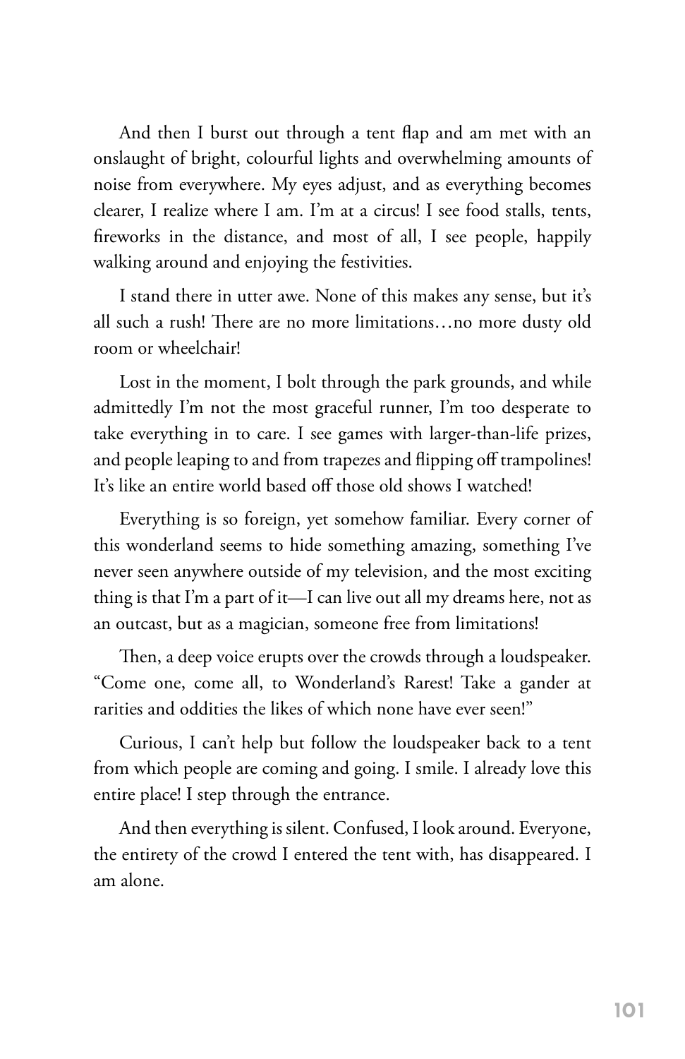And then I burst out through a tent flap and am met with an onslaught of bright, colourful lights and overwhelming amounts of noise from everywhere. My eyes adjust, and as everything becomes clearer, I realize where I am. I'm at a circus! I see food stalls, tents, fireworks in the distance, and most of all, I see people, happily walking around and enjoying the festivities.

I stand there in utter awe. None of this makes any sense, but it's all such a rush! There are no more limitations…no more dusty old room or wheelchair!

Lost in the moment, I bolt through the park grounds, and while admittedly I'm not the most graceful runner, I'm too desperate to take everything in to care. I see games with larger-than-life prizes, and people leaping to and from trapezes and flipping off trampolines! It's like an entire world based off those old shows I watched!

Everything is so foreign, yet somehow familiar. Every corner of this wonderland seems to hide something amazing, something I've never seen anywhere outside of my television, and the most exciting thing is that I'm a part of it—I can live out all my dreams here, not as an outcast, but as a magician, someone free from limitations!

Then, a deep voice erupts over the crowds through a loudspeaker. "Come one, come all, to Wonderland's Rarest! Take a gander at rarities and oddities the likes of which none have ever seen!"

Curious, I can't help but follow the loudspeaker back to a tent from which people are coming and going. I smile. I already love this entire place! I step through the entrance.

And then everything is silent. Confused, I look around. Everyone, the entirety of the crowd I entered the tent with, has disappeared. I am alone.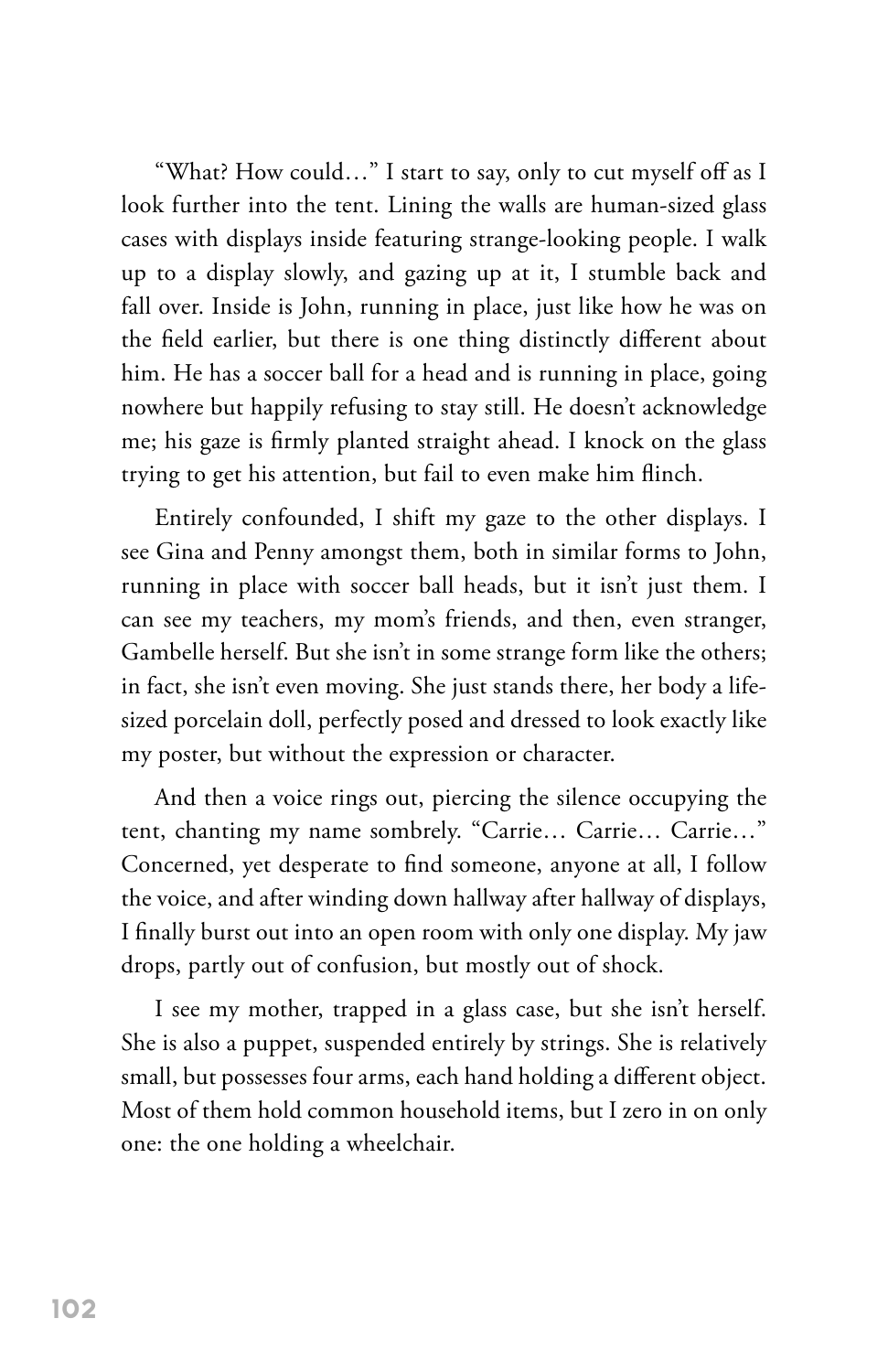"What? How could…" I start to say, only to cut myself off as I look further into the tent. Lining the walls are human-sized glass cases with displays inside featuring strange-looking people. I walk up to a display slowly, and gazing up at it, I stumble back and fall over. Inside is John, running in place, just like how he was on the field earlier, but there is one thing distinctly different about him. He has a soccer ball for a head and is running in place, going nowhere but happily refusing to stay still. He doesn't acknowledge me; his gaze is firmly planted straight ahead. I knock on the glass trying to get his attention, but fail to even make him flinch.

Entirely confounded, I shift my gaze to the other displays. I see Gina and Penny amongst them, both in similar forms to John, running in place with soccer ball heads, but it isn't just them. I can see my teachers, my mom's friends, and then, even stranger, Gambelle herself. But she isn't in some strange form like the others; in fact, she isn't even moving. She just stands there, her body a life-sized porcelain doll, perfectly posed and dressed to look exactly like my poster, but without the expression or character.

And then a voice rings out, piercing the silence occupying the tent, chanting my name sombrely. "Carrie… Carrie… Carrie…" Concerned, yet desperate to find someone, anyone at all, I follow the voice, and after winding down hallway after hallway of displays, I finally burst out into an open room with only one display. My jaw drops, partly out of confusion, but mostly out of shock.

I see my mother, trapped in a glass case, but she isn't herself. She is also a puppet, suspended entirely by strings. She is relatively small, but possesses four arms, each hand holding a different object. Most of them hold common household items, but I zero in on only one: the one holding a wheelchair.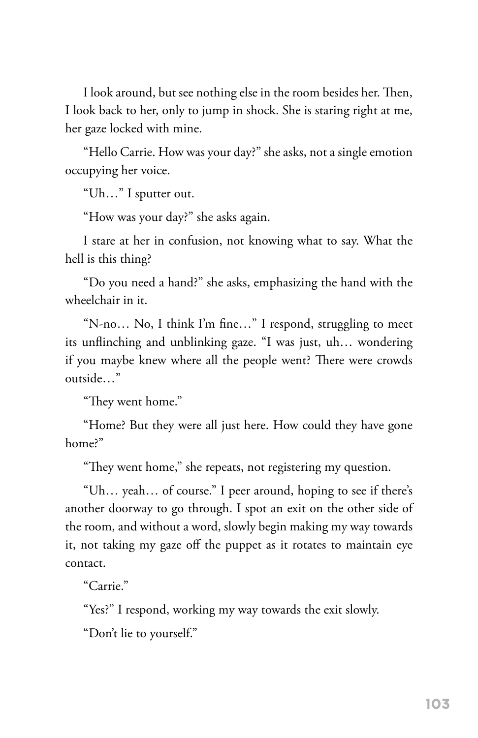I look around, but see nothing else in the room besides her. Then, I look back to her, only to jump in shock. She is staring right at me, her gaze locked with mine.

"Hello Carrie. How was your day?" she asks, not a single emotion occupying her voice.

"Uh…" I sputter out.

"How was your day?" she asks again.

I stare at her in confusion, not knowing what to say. What the hell is this thing?

"Do you need a hand?" she asks, emphasizing the hand with the wheelchair in it.

"N-no… No, I think I'm fine…" I respond, struggling to meet its unflinching and unblinking gaze. "I was just, uh… wondering if you maybe knew where all the people went? There were crowds outside…"

"They went home."

"Home? But they were all just here. How could they have gone home?"

"They went home," she repeats, not registering my question.

"Uh… yeah… of course." I peer around, hoping to see if there's another doorway to go through. I spot an exit on the other side of the room, and without a word, slowly begin making my way towards it, not taking my gaze off the puppet as it rotates to maintain eye contact.

"Carrie."

"Yes?" I respond, working my way towards the exit slowly.

"Don't lie to yourself."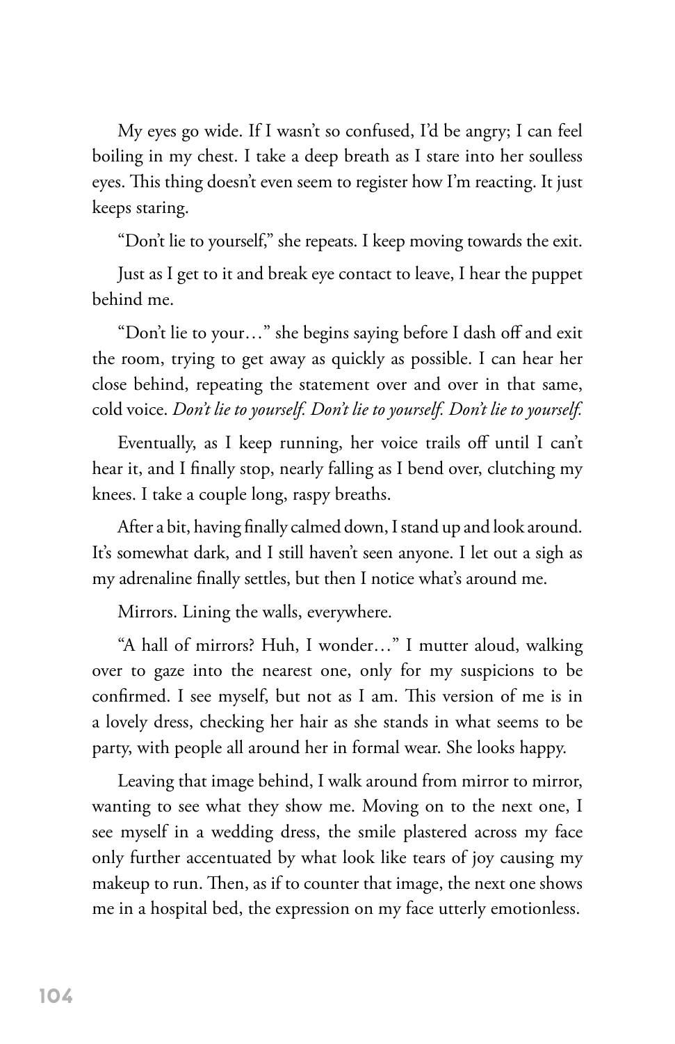My eyes go wide. If I wasn't so confused, I'd be angry; I can feel boiling in my chest. I take a deep breath as I stare into her soulless eyes. This thing doesn't even seem to register how I'm reacting. It just keeps staring.

"Don't lie to yourself," she repeats. I keep moving towards the exit.

Just as I get to it and break eye contact to leave, I hear the puppet behind me.

"Don't lie to your…" she begins saying before I dash off and exit the room, trying to get away as quickly as possible. I can hear her close behind, repeating the statement over and over in that same, cold voice. *Don't lie to yourself. Don't lie to yourself. Don't lie to yourself.*

Eventually, as I keep running, her voice trails off until I can't hear it, and I finally stop, nearly falling as I bend over, clutching my knees. I take a couple long, raspy breaths.

After a bit, having finally calmed down, I stand up and look around. It's somewhat dark, and I still haven't seen anyone. I let out a sigh as my adrenaline finally settles, but then I notice what's around me.

Mirrors. Lining the walls, everywhere.

"A hall of mirrors? Huh, I wonder…" I mutter aloud, walking over to gaze into the nearest one, only for my suspicions to be confirmed. I see myself, but not as I am. This version of me is in a lovely dress, checking her hair as she stands in what seems to be party, with people all around her in formal wear. She looks happy.

Leaving that image behind, I walk around from mirror to mirror, wanting to see what they show me. Moving on to the next one, I see myself in a wedding dress, the smile plastered across my face only further accentuated by what look like tears of joy causing my makeup to run. Then, as if to counter that image, the next one shows me in a hospital bed, the expression on my face utterly emotionless.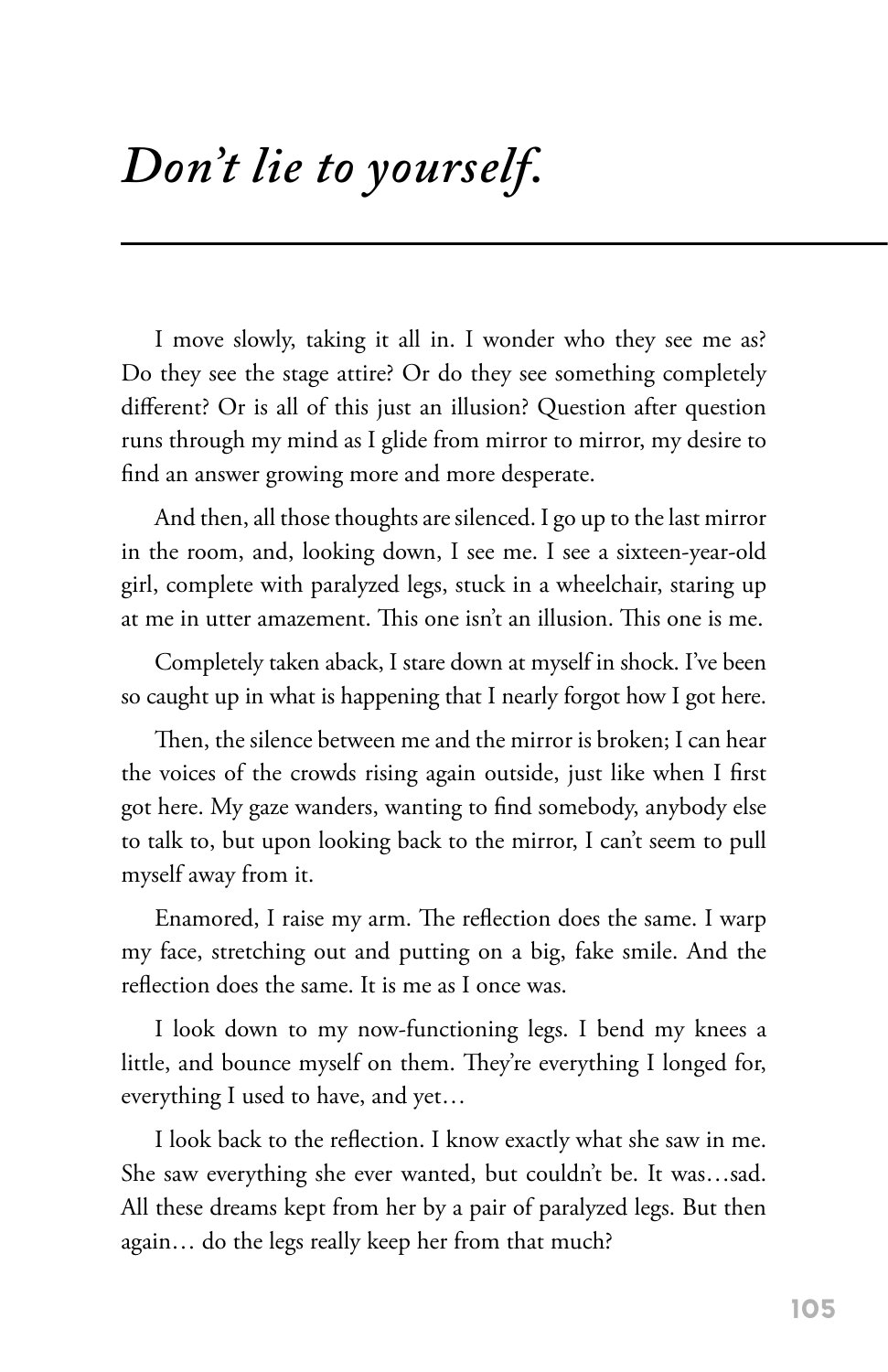# *Don't lie to yourself.*

I move slowly, taking it all in. I wonder who they see me as? Do they see the stage attire? Or do they see something completely different? Or is all of this just an illusion? Question after question runs through my mind as I glide from mirror to mirror, my desire to find an answer growing more and more desperate.

And then, all those thoughts are silenced. I go up to the last mirror in the room, and, looking down, I see me. I see a sixteen-year-old girl, complete with paralyzed legs, stuck in a wheelchair, staring up at me in utter amazement. This one isn't an illusion. This one is me.

Completely taken aback, I stare down at myself in shock. I've been so caught up in what is happening that I nearly forgot how I got here.

Then, the silence between me and the mirror is broken; I can hear the voices of the crowds rising again outside, just like when I first got here. My gaze wanders, wanting to find somebody, anybody else to talk to, but upon looking back to the mirror, I can't seem to pull myself away from it.

Enamored, I raise my arm. The reflection does the same. I warp my face, stretching out and putting on a big, fake smile. And the reflection does the same. It is me as I once was.

I look down to my now-functioning legs. I bend my knees a little, and bounce myself on them. They're everything I longed for, everything I used to have, and yet…

I look back to the reflection. I know exactly what she saw in me. She saw everything she ever wanted, but couldn't be. It was…sad. All these dreams kept from her by a pair of paralyzed legs. But then again… do the legs really keep her from that much?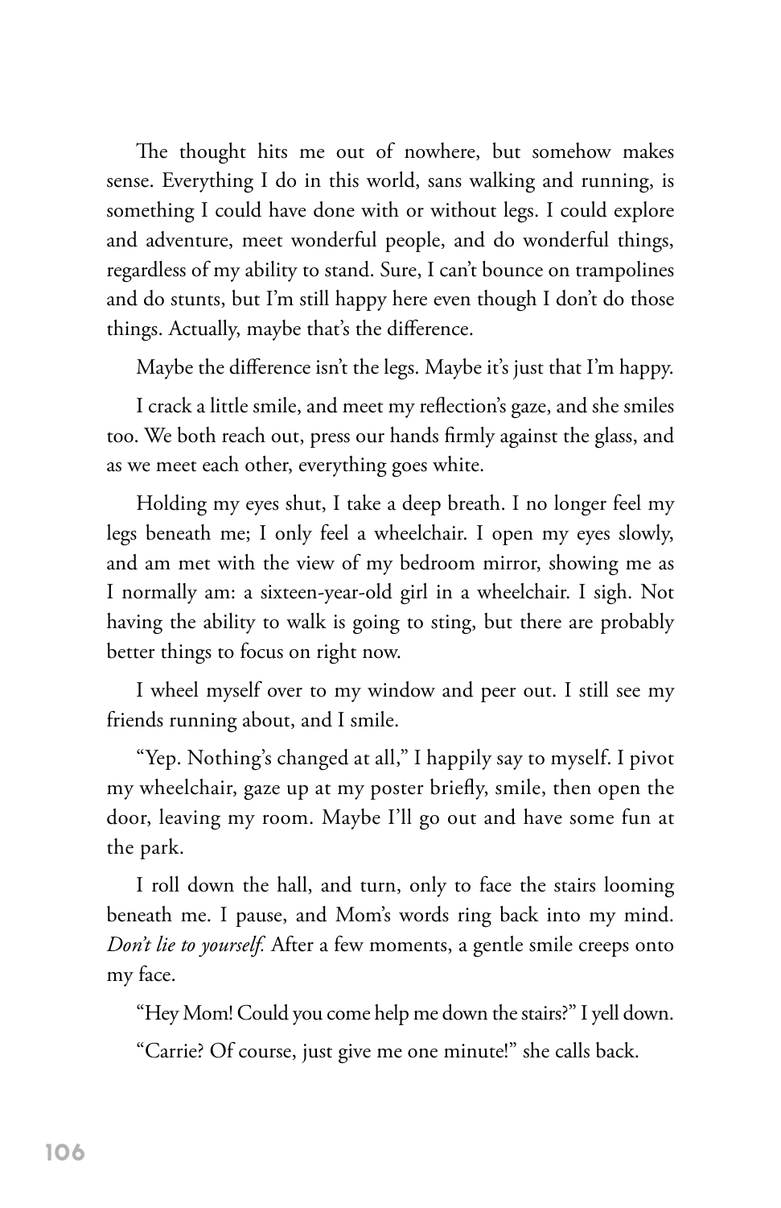The thought hits me out of nowhere, but somehow makes sense. Everything I do in this world, sans walking and running, is something I could have done with or without legs. I could explore and adventure, meet wonderful people, and do wonderful things, regardless of my ability to stand. Sure, I can't bounce on trampolines and do stunts, but I'm still happy here even though I don't do those things. Actually, maybe that's the difference.

Maybe the difference isn't the legs. Maybe it's just that I'm happy.

I crack a little smile, and meet my reflection's gaze, and she smiles too. We both reach out, press our hands firmly against the glass, and as we meet each other, everything goes white.

Holding my eyes shut, I take a deep breath. I no longer feel my legs beneath me; I only feel a wheelchair. I open my eyes slowly, and am met with the view of my bedroom mirror, showing me as I normally am: a sixteen-year-old girl in a wheelchair. I sigh. Not having the ability to walk is going to sting, but there are probably better things to focus on right now.

I wheel myself over to my window and peer out. I still see my friends running about, and I smile.

"Yep. Nothing's changed at all," I happily say to myself. I pivot my wheelchair, gaze up at my poster briefly, smile, then open the door, leaving my room. Maybe I'll go out and have some fun at the park.

I roll down the hall, and turn, only to face the stairs looming beneath me. I pause, and Mom's words ring back into my mind. *Don't lie to yourself.* After a few moments, a gentle smile creeps onto my face.

"Hey Mom! Could you come help me down the stairs?" I yell down.

"Carrie? Of course, just give me one minute!" she calls back.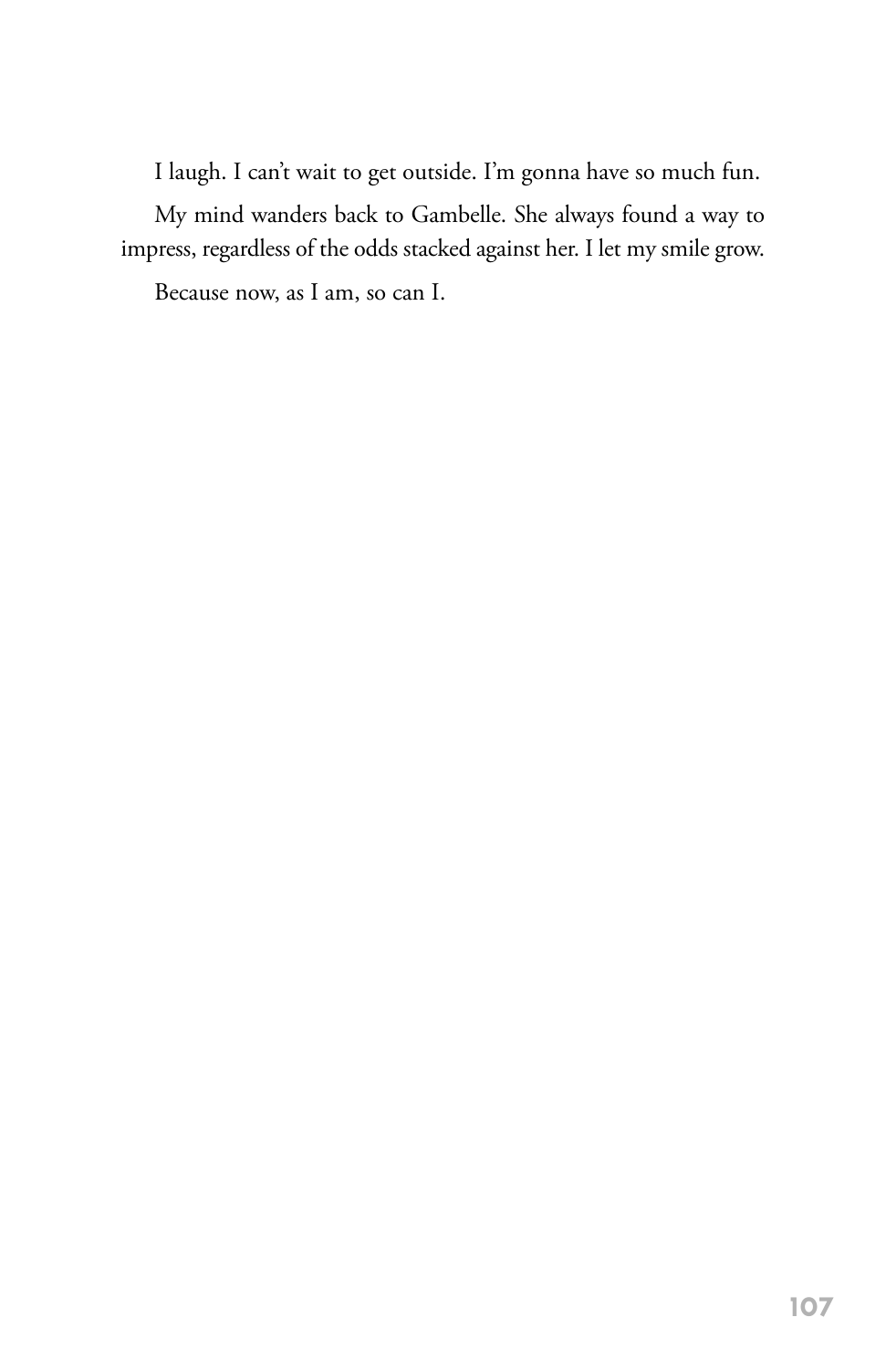I laugh. I can't wait to get outside. I'm gonna have so much fun.

My mind wanders back to Gambelle. She always found a way to impress, regardless of the odds stacked against her. I let my smile grow.

Because now, as I am, so can I.